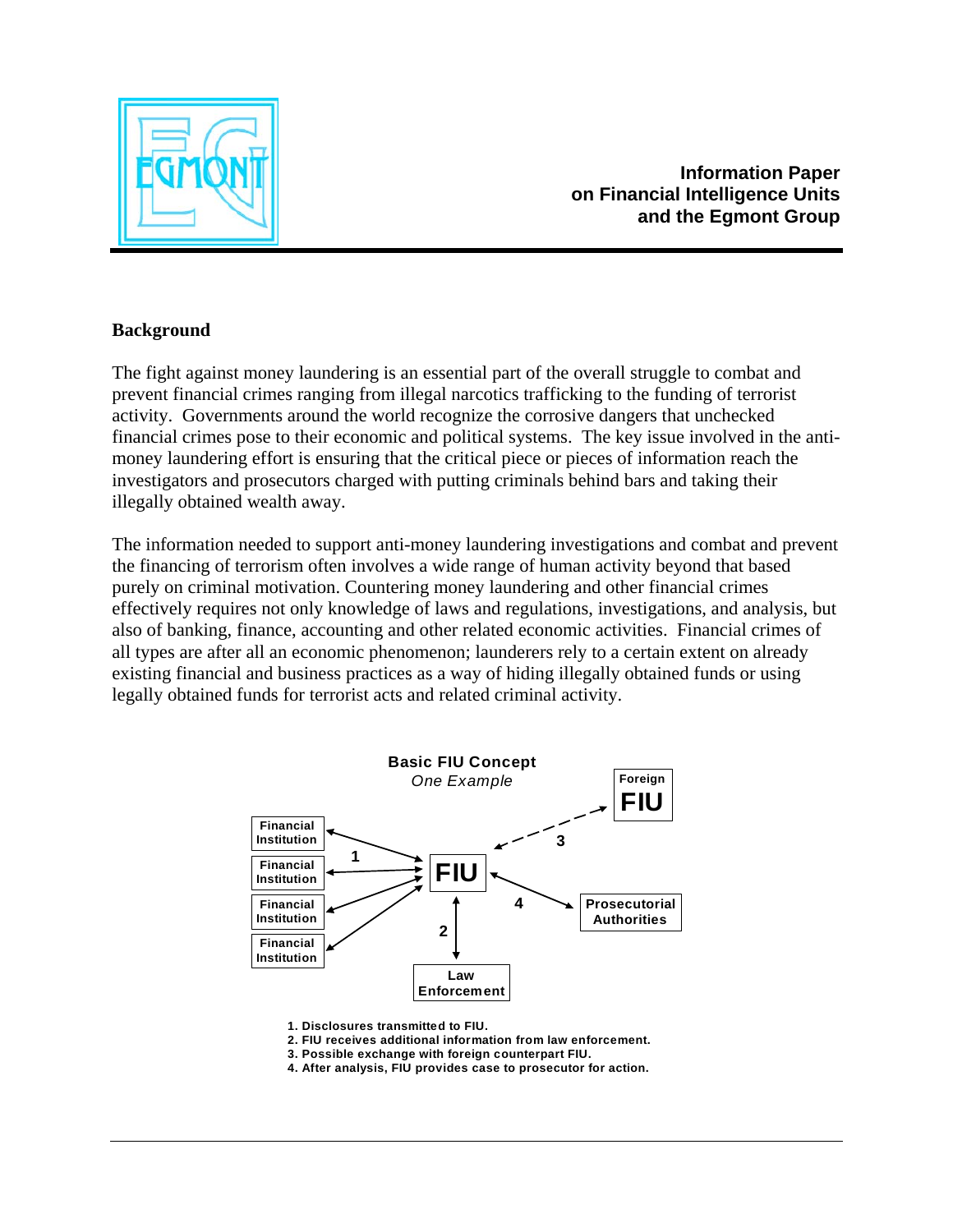# Information Paper on Financial Intelligence Units and the Egmont Group

## Background

The fight against money laundering is an essential part of the overall struggle to combat and prevent financial crimes ranging from illegal narcotics trafficking to the funding of terrorist activity. Governments around the world recognize the corrosive dangers that unchecked financial crimes pose to their economic and political systems. The key issue involved in the anti-money laundering effort is ensuring that the critical piece or pieces of information reach the investigators and prosecutors charged with putting criminals behind bars and taking their illegally obtained wealth away.

The information needed to support anti-money laundering investigations and combat and prevent the financing of terrorism often involves a wide range of human activity beyond that based purely on criminal motivation. Countering money laundering and other financial crimes effectively requires not only knowledge of laws and regulations, investigations, and analysis, but also of banking, finance, accounting and other related economic activities. Financial crimes of all types are after all an economic phenomenon; launderers rely to a certain extent on already existing financial and business practices as a way of hiding illegally obtained funds or using legally obtained funds for terrorist acts and related criminal activity.

**Basic FIU Concept**

*One Example*

1. Disclosures transmitted to FIU.
2. FIU receives additional information from law enforcement.
3. Possible exchange with foreign counterpart FIU.
4. After analysis, FIU provides case to prosecutor for action.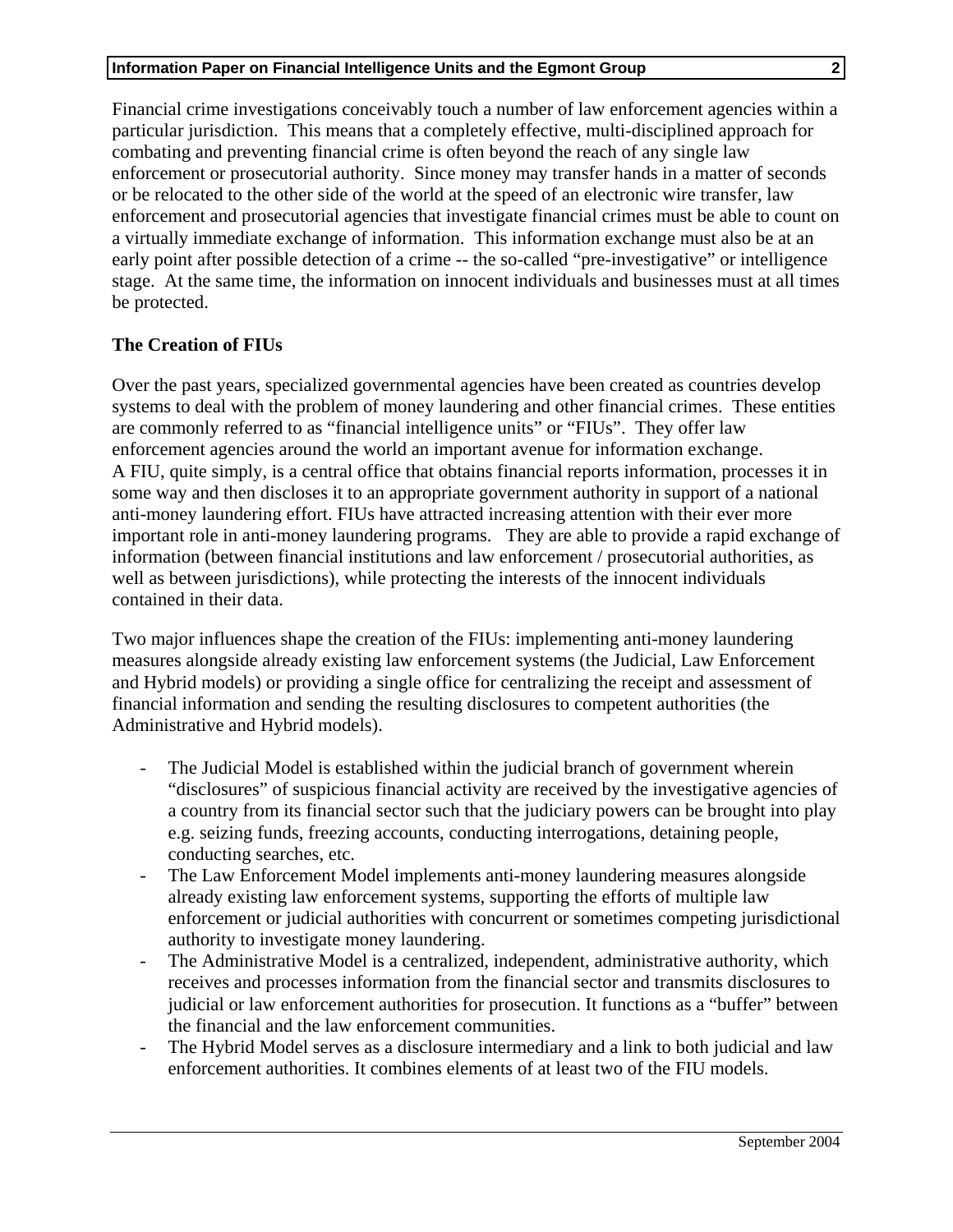Financial crime investigations conceivably touch a number of law enforcement agencies within a particular jurisdiction. This means that a completely effective, multi-disciplined approach for combating and preventing financial crime is often beyond the reach of any single law enforcement or prosecutorial authority. Since money may transfer hands in a matter of seconds or be relocated to the other side of the world at the speed of an electronic wire transfer, law enforcement and prosecutorial agencies that investigate financial crimes must be able to count on a virtually immediate exchange of information. This information exchange must also be at an early point after possible detection of a crime -- the so-called "pre-investigative" or intelligence stage. At the same time, the information on innocent individuals and businesses must at all times be protected.

**The Creation of FIUs**

Over the past years, specialized governmental agencies have been created as countries develop systems to deal with the problem of money laundering and other financial crimes. These entities are commonly referred to as "financial intelligence units" or "FIUs". They offer law enforcement agencies around the world an important avenue for information exchange. A FIU, quite simply, is a central office that obtains financial reports information, processes it in some way and then discloses it to an appropriate government authority in support of a national anti-money laundering effort. FIUs have attracted increasing attention with their ever more important role in anti-money laundering programs. They are able to provide a rapid exchange of information (between financial institutions and law enforcement / prosecutorial authorities, as well as between jurisdictions), while protecting the interests of the innocent individuals contained in their data.

Two major influences shape the creation of the FIUs: implementing anti-money laundering measures alongside already existing law enforcement systems (the Judicial, Law Enforcement and Hybrid models) or providing a single office for centralizing the receipt and assessment of financial information and sending the resulting disclosures to competent authorities (the Administrative and Hybrid models).

- The Judicial Model is established within the judicial branch of government wherein "disclosures" of suspicious financial activity are received by the investigative agencies of a country from its financial sector such that the judiciary powers can be brought into play e.g. seizing funds, freezing accounts, conducting interrogations, detaining people, conducting searches, etc.
- The Law Enforcement Model implements anti-money laundering measures alongside already existing law enforcement systems, supporting the efforts of multiple law enforcement or judicial authorities with concurrent or sometimes competing jurisdictional authority to investigate money laundering.
- The Administrative Model is a centralized, independent, administrative authority, which receives and processes information from the financial sector and transmits disclosures to judicial or law enforcement authorities for prosecution. It functions as a "buffer" between the financial and the law enforcement communities.
- The Hybrid Model serves as a disclosure intermediary and a link to both judicial and law enforcement authorities. It combines elements of at least two of the FIU models.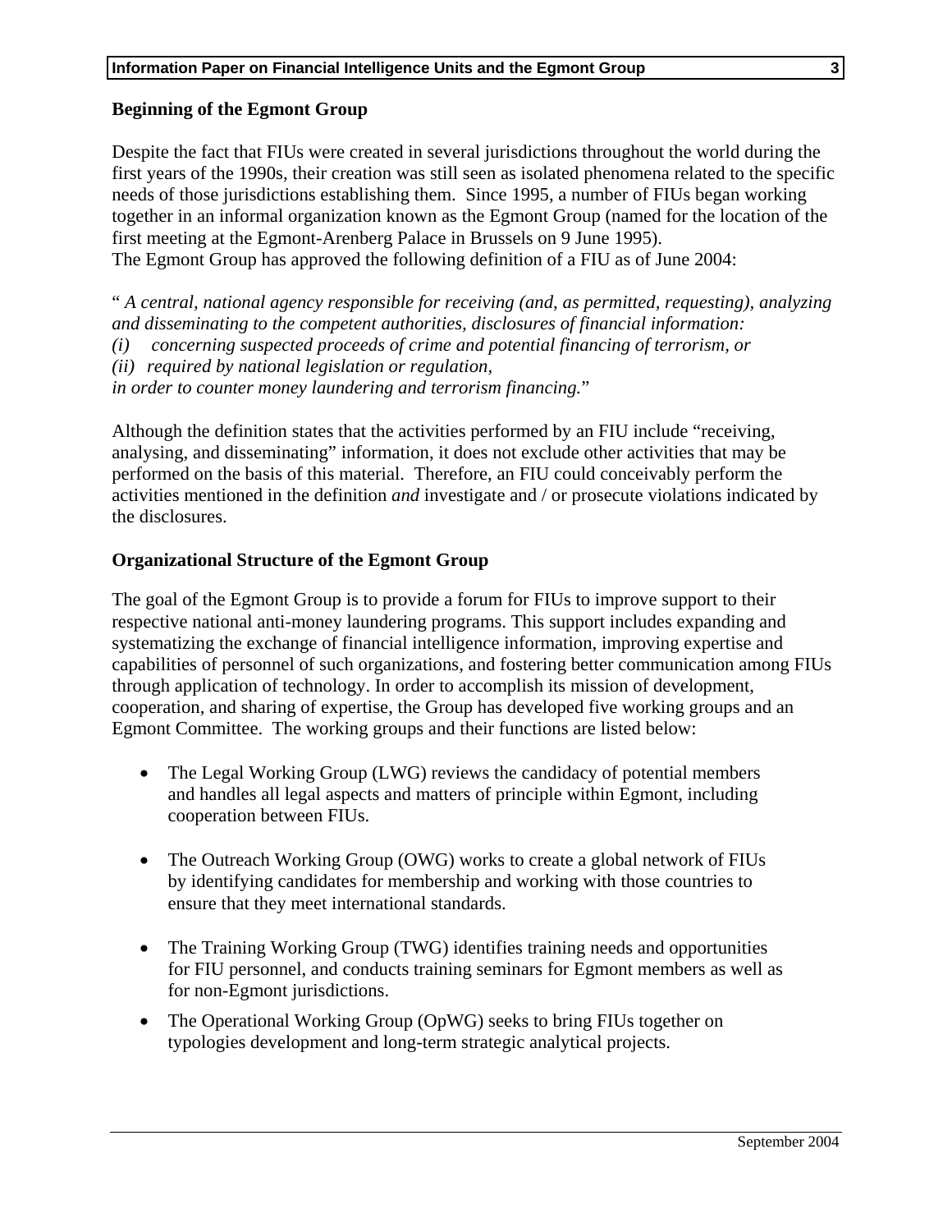## Beginning of the Egmont Group

Despite the fact that FIUs were created in several jurisdictions throughout the world during the first years of the 1990s, their creation was still seen as isolated phenomena related to the specific needs of those jurisdictions establishing them. Since 1995, a number of FIUs began working together in an informal organization known as the Egmont Group (named for the location of the first meeting at the Egmont-Arenberg Palace in Brussels on 9 June 1995).
The Egmont Group has approved the following definition of a FIU as of June 2004:

"*A central, national agency responsible for receiving (and, as permitted, requesting), analyzing and disseminating to the competent authorities, disclosures of financial information:*
*(i) concerning suspected proceeds of crime and potential financing of terrorism, or*
*(ii) required by national legislation or regulation,*
*in order to counter money laundering and terrorism financing.*"

Although the definition states that the activities performed by an FIU include "receiving, analysing, and disseminating" information, it does not exclude other activities that may be performed on the basis of this material. Therefore, an FIU could conceivably perform the activities mentioned in the definition *and* investigate and / or prosecute violations indicated by the disclosures.

## Organizational Structure of the Egmont Group

The goal of the Egmont Group is to provide a forum for FIUs to improve support to their respective national anti-money laundering programs. This support includes expanding and systematizing the exchange of financial intelligence information, improving expertise and capabilities of personnel of such organizations, and fostering better communication among FIUs through application of technology. In order to accomplish its mission of development, cooperation, and sharing of expertise, the Group has developed five working groups and an Egmont Committee. The working groups and their functions are listed below:

- The Legal Working Group (LWG) reviews the candidacy of potential members and handles all legal aspects and matters of principle within Egmont, including cooperation between FIUs.

- The Outreach Working Group (OWG) works to create a global network of FIUs by identifying candidates for membership and working with those countries to ensure that they meet international standards.

- The Training Working Group (TWG) identifies training needs and opportunities for FIU personnel, and conducts training seminars for Egmont members as well as for non-Egmont jurisdictions.

- The Operational Working Group (OpWG) seeks to bring FIUs together on typologies development and long-term strategic analytical projects.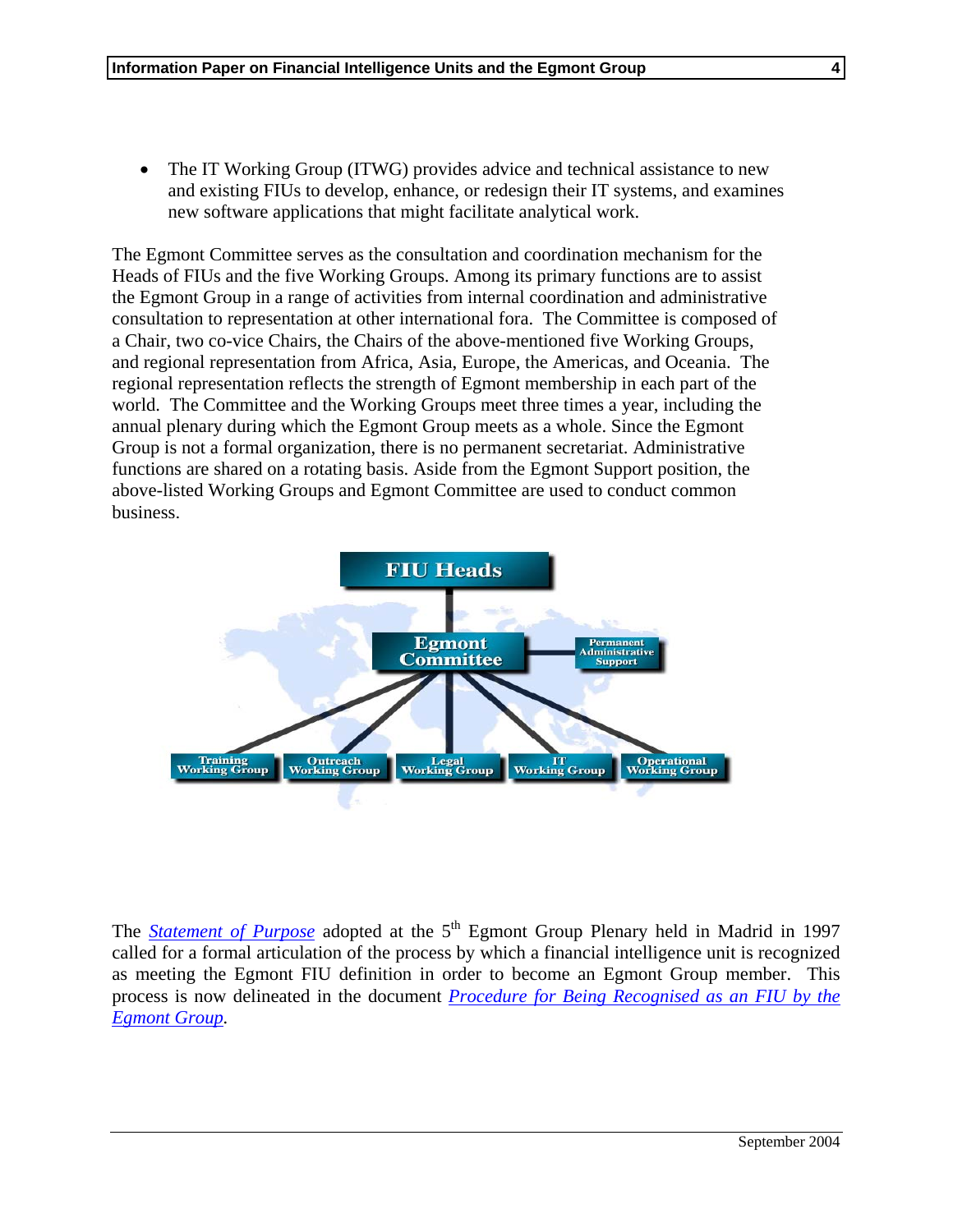- The IT Working Group (ITWG) provides advice and technical assistance to new and existing FIUs to develop, enhance, or redesign their IT systems, and examines new software applications that might facilitate analytical work.

The Egmont Committee serves as the consultation and coordination mechanism for the Heads of FIUs and the five Working Groups. Among its primary functions are to assist the Egmont Group in a range of activities from internal coordination and administrative consultation to representation at other international fora. The Committee is composed of a Chair, two co-vice Chairs, the Chairs of the above-mentioned five Working Groups, and regional representation from Africa, Asia, Europe, the Americas, and Oceania. The regional representation reflects the strength of Egmont membership in each part of the world. The Committee and the Working Groups meet three times a year, including the annual plenary during which the Egmont Group meets as a whole. Since the Egmont Group is not a formal organization, there is no permanent secretariat. Administrative functions are shared on a rotating basis. Aside from the Egmont Support position, the above-listed Working Groups and Egmont Committee are used to conduct common business.

FIU Heads

Egmont Committee — Permanent Administrative Support

Training Working Group | Outreach Working Group | Legal Working Group | IT Working Group | Operational Working Group

The *Statement of Purpose* adopted at the 5th Egmont Group Plenary held in Madrid in 1997 called for a formal articulation of the process by which a financial intelligence unit is recognized as meeting the Egmont FIU definition in order to become an Egmont Group member. This process is now delineated in the document *Procedure for Being Recognised as an FIU by the Egmont Group*.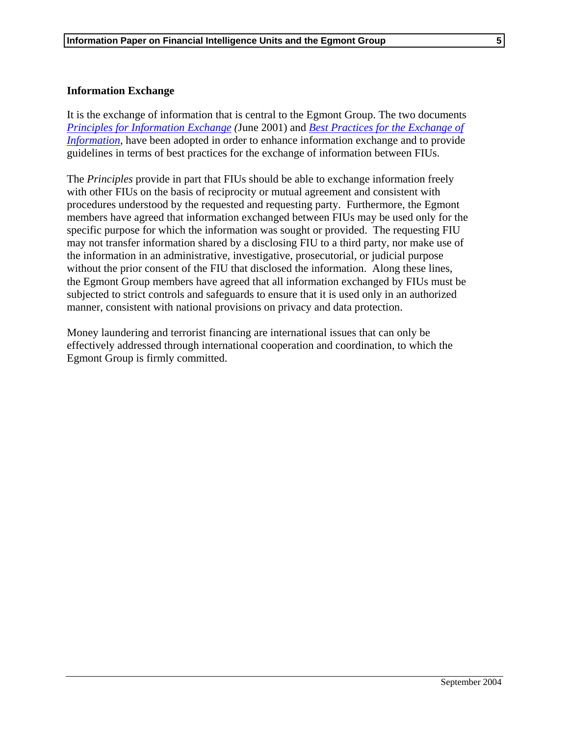## Information Exchange

It is the exchange of information that is central to the Egmont Group. The two documents *Principles for Information Exchange (*June 2001) and *Best Practices for the Exchange of Information*, have been adopted in order to enhance information exchange and to provide guidelines in terms of best practices for the exchange of information between FIUs.

The *Principles* provide in part that FIUs should be able to exchange information freely with other FIUs on the basis of reciprocity or mutual agreement and consistent with procedures understood by the requested and requesting party. Furthermore, the Egmont members have agreed that information exchanged between FIUs may be used only for the specific purpose for which the information was sought or provided. The requesting FIU may not transfer information shared by a disclosing FIU to a third party, nor make use of the information in an administrative, investigative, prosecutorial, or judicial purpose without the prior consent of the FIU that disclosed the information. Along these lines, the Egmont Group members have agreed that all information exchanged by FIUs must be subjected to strict controls and safeguards to ensure that it is used only in an authorized manner, consistent with national provisions on privacy and data protection.

Money laundering and terrorist financing are international issues that can only be effectively addressed through international cooperation and coordination, to which the Egmont Group is firmly committed.